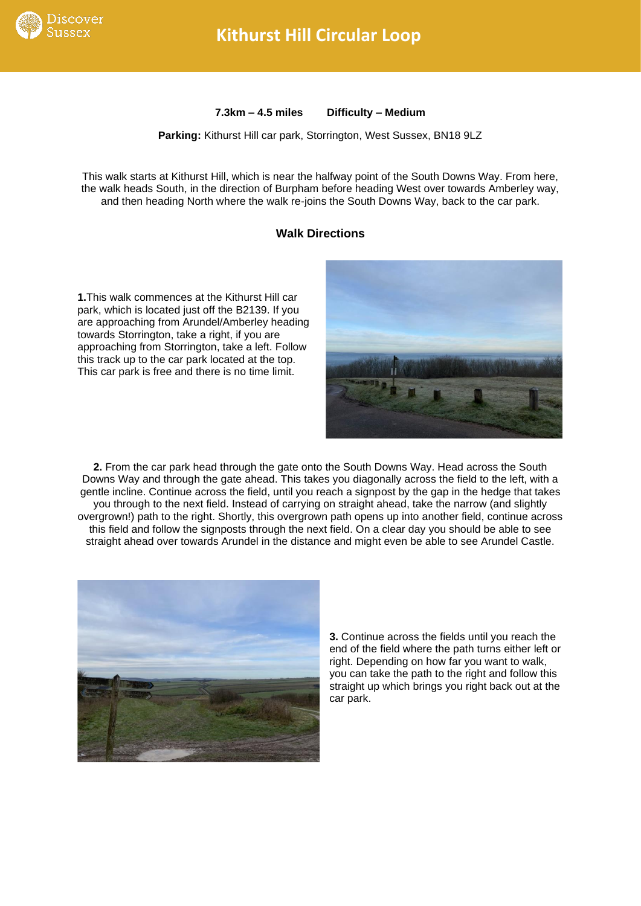# Kithurst Hill Circular Loop

**7.3km – 4.5 miles     Difficulty – Medium**

**Parking:** Kithurst Hill car park, Storrington, West Sussex, BN18 9LZ

This walk starts at Kithurst Hill, which is near the halfway point of the South Downs Way. From here, the walk heads South, in the direction of Burpham before heading West over towards Amberley way, and then heading North where the walk re-joins the South Downs Way, back to the car park.

## Walk Directions

**1.** This walk commences at the Kithurst Hill car park, which is located just off the B2139. If you are approaching from Arundel/Amberley heading towards Storrington, take a right, if you are approaching from Storrington, take a left. Follow this track up to the car park located at the top. This car park is free and there is no time limit.

**2.** From the car park head through the gate onto the South Downs Way. Head across the South Downs Way and through the gate ahead. This takes you diagonally across the field to the left, with a gentle incline. Continue across the field, until you reach a signpost by the gap in the hedge that takes you through to the next field. Instead of carrying on straight ahead, take the narrow (and slightly overgrown!) path to the right. Shortly, this overgrown path opens up into another field, continue across this field and follow the signposts through the next field. On a clear day you should be able to see straight ahead over towards Arundel in the distance and might even be able to see Arundel Castle.

**3.** Continue across the fields until you reach the end of the field where the path turns either left or right. Depending on how far you want to walk, you can take the path to the right and follow this straight up which brings you right back out at the car park.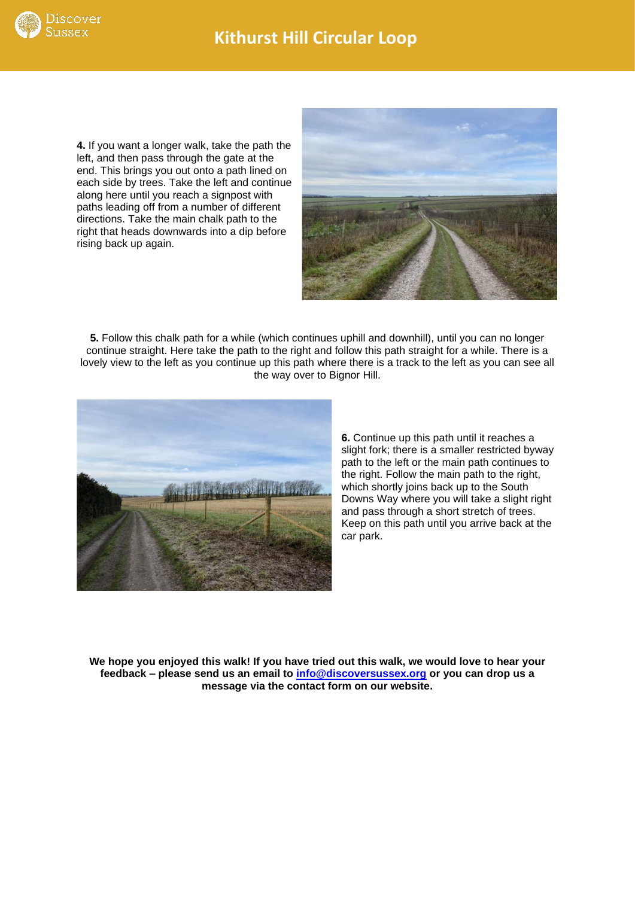**4.** If you want a longer walk, take the path the left, and then pass through the gate at the end. This brings you out onto a path lined on each side by trees. Take the left and continue along here until you reach a signpost with paths leading off from a number of different directions. Take the main chalk path to the right that heads downwards into a dip before rising back up again.

**5.** Follow this chalk path for a while (which continues uphill and downhill), until you can no longer continue straight. Here take the path to the right and follow this path straight for a while. There is a lovely view to the left as you continue up this path where there is a track to the left as you can see all the way over to Bignor Hill.

**6.** Continue up this path until it reaches a slight fork; there is a smaller restricted byway path to the left or the main path continues to the right. Follow the main path to the right, which shortly joins back up to the South Downs Way where you will take a slight right and pass through a short stretch of trees. Keep on this path until you arrive back at the car park.

**We hope you enjoyed this walk! If you have tried out this walk, we would love to hear your feedback – please send us an email to info@discoversussex.org or you can drop us a message via the contact form on our website.**